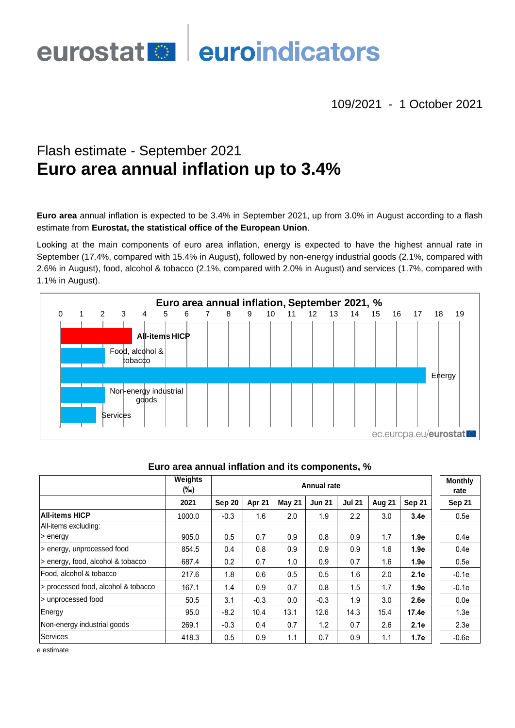eurostat | euroindicators

109/2021 - 1 October 2021

## Flash estimate - September 2021

# Euro area annual inflation up to 3.4%

**Euro area** annual inflation is expected to be 3.4% in September 2021, up from 3.0% in August according to a flash estimate from **Eurostat, the statistical office of the European Union**.

Looking at the main components of euro area inflation, energy is expected to have the highest annual rate in September (17.4%, compared with 15.4% in August), followed by non-energy industrial goods (2.1%, compared with 2.6% in August), food, alcohol & tobacco (2.1%, compared with 2.0% in August) and services (1.7%, compared with 1.1% in August).

**Euro area annual inflation, September 2021, %**

| Component | % |
|---|---|
| All-items HICP | 3.4 |
| Food, alcohol & tobacco | 2.1 |
| Energy | 17.4 |
| Non-energy industrial goods | 2.1 |
| Services | 1.7 |

ec.europa.eu/eurostat

**Euro area annual inflation and its components, %**

| | Weights (‰) | Annual rate | | | | | | | Monthly rate |
|---|---|---|---|---|---|---|---|---|---|
| | 2021 | Sep 20 | Apr 21 | May 21 | Jun 21 | Jul 21 | Aug 21 | Sep 21 | Sep 21 |
| **All-items HICP** | 1000.0 | -0.3 | 1.6 | 2.0 | 1.9 | 2.2 | 3.0 | **3.4e** | 0.5e |
| All-items excluding: | | | | | | | | | |
| > energy | 905.0 | 0.5 | 0.7 | 0.9 | 0.8 | 0.9 | 1.7 | **1.9e** | 0.4e |
| > energy, unprocessed food | 854.5 | 0.4 | 0.8 | 0.9 | 0.9 | 0.9 | 1.6 | **1.9e** | 0.4e |
| > energy, food, alcohol & tobacco | 687.4 | 0.2 | 0.7 | 1.0 | 0.9 | 0.7 | 1.6 | **1.9e** | 0.5e |
| Food, alcohol & tobacco | 217.6 | 1.8 | 0.6 | 0.5 | 0.5 | 1.6 | 2.0 | **2.1e** | -0.1e |
| > processed food, alcohol & tobacco | 167.1 | 1.4 | 0.9 | 0.7 | 0.8 | 1.5 | 1.7 | **1.9e** | -0.1e |
| > unprocessed food | 50.5 | 3.1 | -0.3 | 0.0 | -0.3 | 1.9 | 3.0 | **2.6e** | 0.0e |
| Energy | 95.0 | -8.2 | 10.4 | 13.1 | 12.6 | 14.3 | 15.4 | **17.4e** | 1.3e |
| Non-energy industrial goods | 269.1 | -0.3 | 0.4 | 0.7 | 1.2 | 0.7 | 2.6 | **2.1e** | 2.3e |
| Services | 418.3 | 0.5 | 0.9 | 1.1 | 0.7 | 0.9 | 1.1 | **1.7e** | -0.6e |

e estimate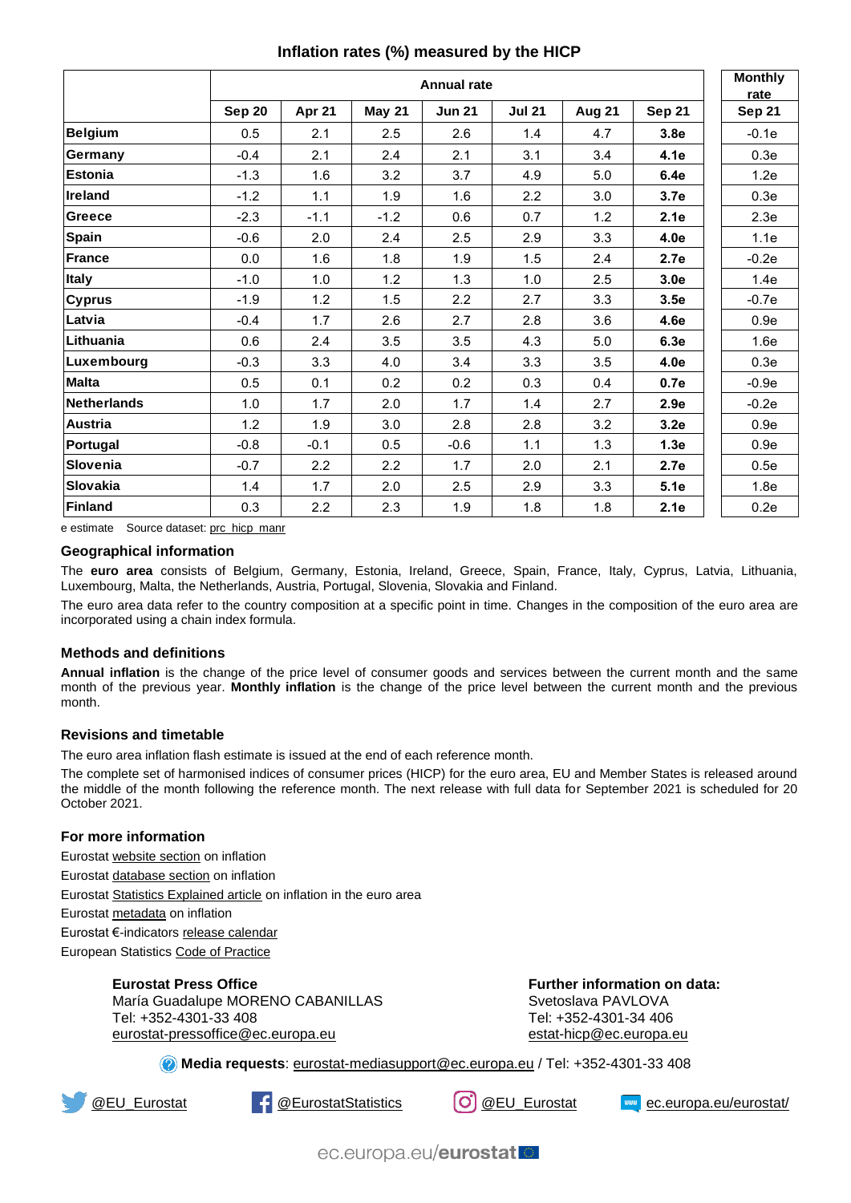## Inflation rates (%) measured by the HICP

| | Annual rate | | | | | | | Monthly rate |
|---|---|---|---|---|---|---|---|---|
| | Sep 20 | Apr 21 | May 21 | Jun 21 | Jul 21 | Aug 21 | Sep 21 | Sep 21 |
| **Belgium** | 0.5 | 2.1 | 2.5 | 2.6 | 1.4 | 4.7 | **3.8e** | -0.1e |
| **Germany** | -0.4 | 2.1 | 2.4 | 2.1 | 3.1 | 3.4 | **4.1e** | 0.3e |
| **Estonia** | -1.3 | 1.6 | 3.2 | 3.7 | 4.9 | 5.0 | **6.4e** | 1.2e |
| **Ireland** | -1.2 | 1.1 | 1.9 | 1.6 | 2.2 | 3.0 | **3.7e** | 0.3e |
| **Greece** | -2.3 | -1.1 | -1.2 | 0.6 | 0.7 | 1.2 | **2.1e** | 2.3e |
| **Spain** | -0.6 | 2.0 | 2.4 | 2.5 | 2.9 | 3.3 | **4.0e** | 1.1e |
| **France** | 0.0 | 1.6 | 1.8 | 1.9 | 1.5 | 2.4 | **2.7e** | -0.2e |
| **Italy** | -1.0 | 1.0 | 1.2 | 1.3 | 1.0 | 2.5 | **3.0e** | 1.4e |
| **Cyprus** | -1.9 | 1.2 | 1.5 | 2.2 | 2.7 | 3.3 | **3.5e** | -0.7e |
| **Latvia** | -0.4 | 1.7 | 2.6 | 2.7 | 2.8 | 3.6 | **4.6e** | 0.9e |
| **Lithuania** | 0.6 | 2.4 | 3.5 | 3.5 | 4.3 | 5.0 | **6.3e** | 1.6e |
| **Luxembourg** | -0.3 | 3.3 | 4.0 | 3.4 | 3.3 | 3.5 | **4.0e** | 0.3e |
| **Malta** | 0.5 | 0.1 | 0.2 | 0.2 | 0.3 | 0.4 | **0.7e** | -0.9e |
| **Netherlands** | 1.0 | 1.7 | 2.0 | 1.7 | 1.4 | 2.7 | **2.9e** | -0.2e |
| **Austria** | 1.2 | 1.9 | 3.0 | 2.8 | 2.8 | 3.2 | **3.2e** | 0.9e |
| **Portugal** | -0.8 | -0.1 | 0.5 | -0.6 | 1.1 | 1.3 | **1.3e** | 0.9e |
| **Slovenia** | -0.7 | 2.2 | 2.2 | 1.7 | 2.0 | 2.1 | **2.7e** | 0.5e |
| **Slovakia** | 1.4 | 1.7 | 2.0 | 2.5 | 2.9 | 3.3 | **5.1e** | 1.8e |
| **Finland** | 0.3 | 2.2 | 2.3 | 1.9 | 1.8 | 1.8 | **2.1e** | 0.2e |

e estimate    Source dataset: prc_hicp_manr

### Geographical information

The **euro area** consists of Belgium, Germany, Estonia, Ireland, Greece, Spain, France, Italy, Cyprus, Latvia, Lithuania, Luxembourg, Malta, the Netherlands, Austria, Portugal, Slovenia, Slovakia and Finland.

The euro area data refer to the country composition at a specific point in time. Changes in the composition of the euro area are incorporated using a chain index formula.

### Methods and definitions

**Annual inflation** is the change of the price level of consumer goods and services between the current month and the same month of the previous year. **Monthly inflation** is the change of the price level between the current month and the previous month.

### Revisions and timetable

The euro area inflation flash estimate is issued at the end of each reference month.

The complete set of harmonised indices of consumer prices (HICP) for the euro area, EU and Member States is released around the middle of the month following the reference month. The next release with full data for September 2021 is scheduled for 20 October 2021.

### For more information

Eurostat website section on inflation

Eurostat database section on inflation

Eurostat Statistics Explained article on inflation in the euro area

Eurostat metadata on inflation

Eurostat €-indicators release calendar

European Statistics Code of Practice

**Eurostat Press Office**
María Guadalupe MORENO CABANILLAS
Tel: +352-4301-33 408
eurostat-pressoffice@ec.europa.eu

**Further information on data:**
Svetoslava PAVLOVA
Tel: +352-4301-34 406
estat-hicp@ec.europa.eu

**Media requests**: eurostat-mediasupport@ec.europa.eu / Tel: +352-4301-33 408

@EU_Eurostat    @EurostatStatistics    @EU_Eurostat    ec.europa.eu/eurostat/